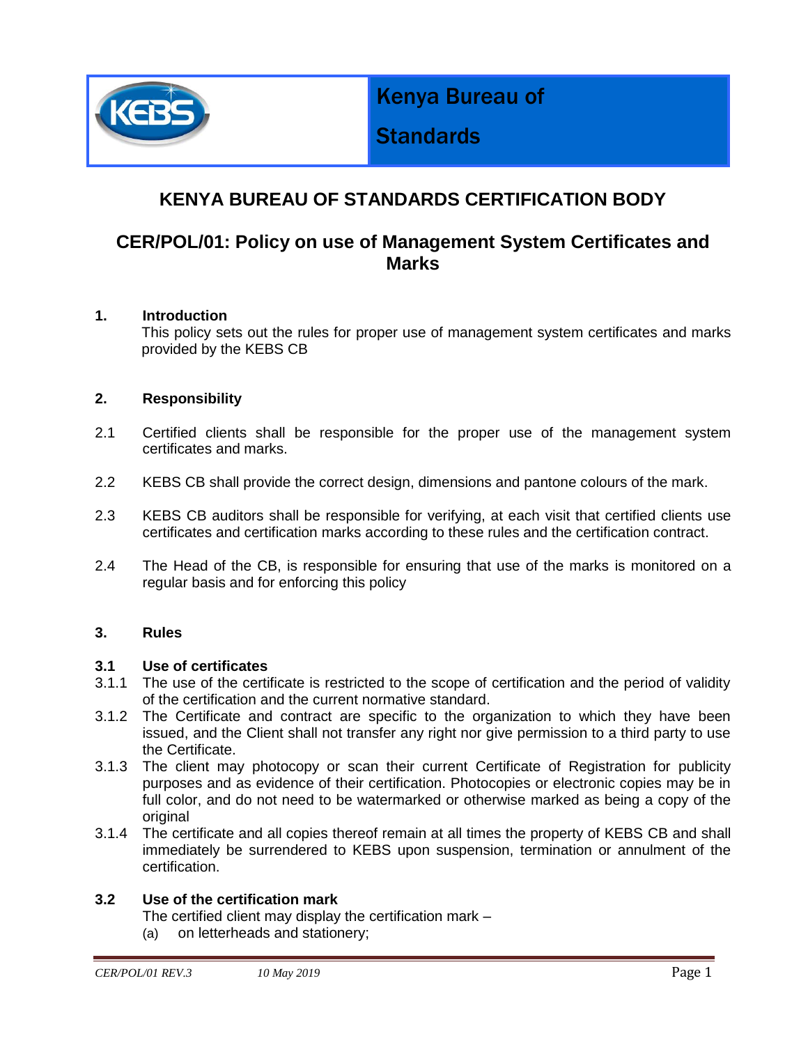Kenya Bureau of Standards

# KENYA BUREAU OF STANDARDS CERTIFICATION BODY

## CER/POL/01: Policy on use of Management System Certificates and Marks

### 1. Introduction

This policy sets out the rules for proper use of management system certificates and marks provided by the KEBS CB

### 2. Responsibility

2.1 Certified clients shall be responsible for the proper use of the management system certificates and marks.

2.2 KEBS CB shall provide the correct design, dimensions and pantone colours of the mark.

2.3 KEBS CB auditors shall be responsible for verifying, at each visit that certified clients use certificates and certification marks according to these rules and the certification contract.

2.4 The Head of the CB, is responsible for ensuring that use of the marks is monitored on a regular basis and for enforcing this policy

### 3. Rules

#### 3.1 Use of certificates

3.1.1 The use of the certificate is restricted to the scope of certification and the period of validity of the certification and the current normative standard.

3.1.2 The Certificate and contract are specific to the organization to which they have been issued, and the Client shall not transfer any right nor give permission to a third party to use the Certificate.

3.1.3 The client may photocopy or scan their current Certificate of Registration for publicity purposes and as evidence of their certification. Photocopies or electronic copies may be in full color, and do not need to be watermarked or otherwise marked as being a copy of the original

3.1.4 The certificate and all copies thereof remain at all times the property of KEBS CB and shall immediately be surrendered to KEBS upon suspension, termination or annulment of the certification.

#### 3.2 Use of the certification mark

The certified client may display the certification mark –

(a) on letterheads and stationery;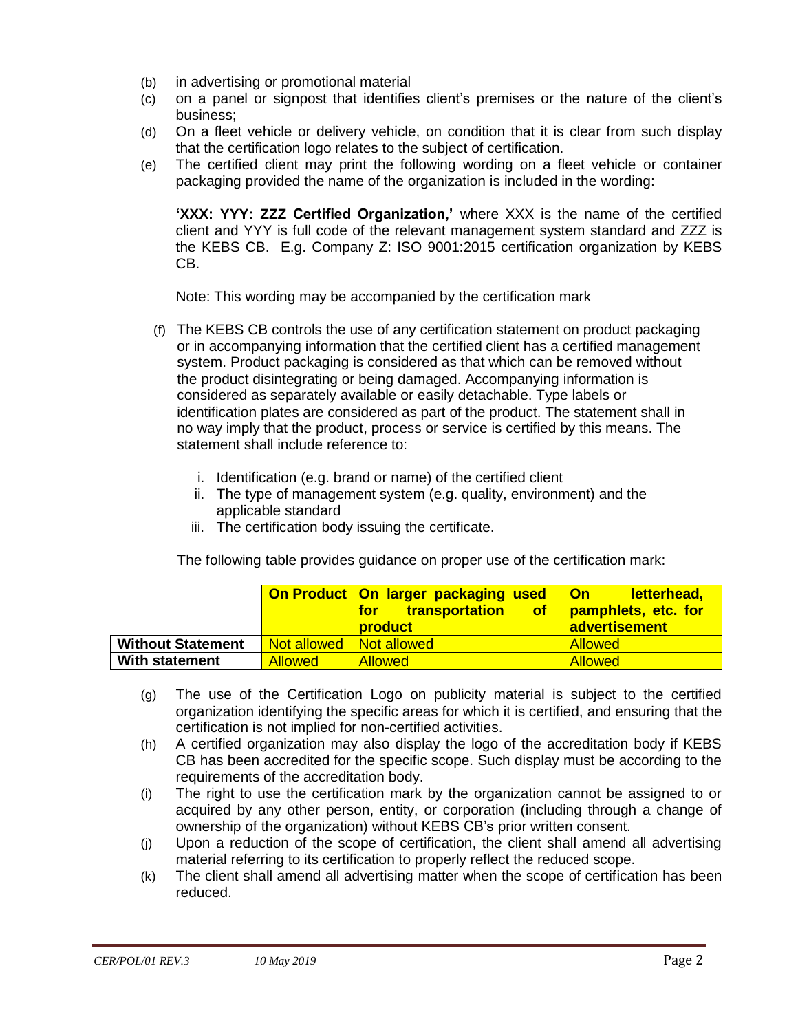(b) in advertising or promotional material

(c) on a panel or signpost that identifies client's premises or the nature of the client's business;

(d) On a fleet vehicle or delivery vehicle, on condition that it is clear from such display that the certification logo relates to the subject of certification.

(e) The certified client may print the following wording on a fleet vehicle or container packaging provided the name of the organization is included in the wording:

**'XXX: YYY: ZZZ Certified Organization,'** where XXX is the name of the certified client and YYY is full code of the relevant management system standard and ZZZ is the KEBS CB. E.g. Company Z: ISO 9001:2015 certification organization by KEBS CB.

Note: This wording may be accompanied by the certification mark

(f) The KEBS CB controls the use of any certification statement on product packaging or in accompanying information that the certified client has a certified management system. Product packaging is considered as that which can be removed without the product disintegrating or being damaged. Accompanying information is considered as separately available or easily detachable. Type labels or identification plates are considered as part of the product. The statement shall in no way imply that the product, process or service is certified by this means. The statement shall include reference to:

  i. Identification (e.g. brand or name) of the certified client
  ii. The type of management system (e.g. quality, environment) and the applicable standard
  iii. The certification body issuing the certificate.

The following table provides guidance on proper use of the certification mark:

| | **On Product** | **On larger packaging used for transportation of product** | **On letterhead, pamphlets, etc. for advertisement** |
|---|---|---|---|
| **Without Statement** | Not allowed | Not allowed | Allowed |
| **With statement** | Allowed | Allowed | Allowed |

(g) The use of the Certification Logo on publicity material is subject to the certified organization identifying the specific areas for which it is certified, and ensuring that the certification is not implied for non-certified activities.

(h) A certified organization may also display the logo of the accreditation body if KEBS CB has been accredited for the specific scope. Such display must be according to the requirements of the accreditation body.

(i) The right to use the certification mark by the organization cannot be assigned to or acquired by any other person, entity, or corporation (including through a change of ownership of the organization) without KEBS CB's prior written consent.

(j) Upon a reduction of the scope of certification, the client shall amend all advertising material referring to its certification to properly reflect the reduced scope.

(k) The client shall amend all advertising matter when the scope of certification has been reduced.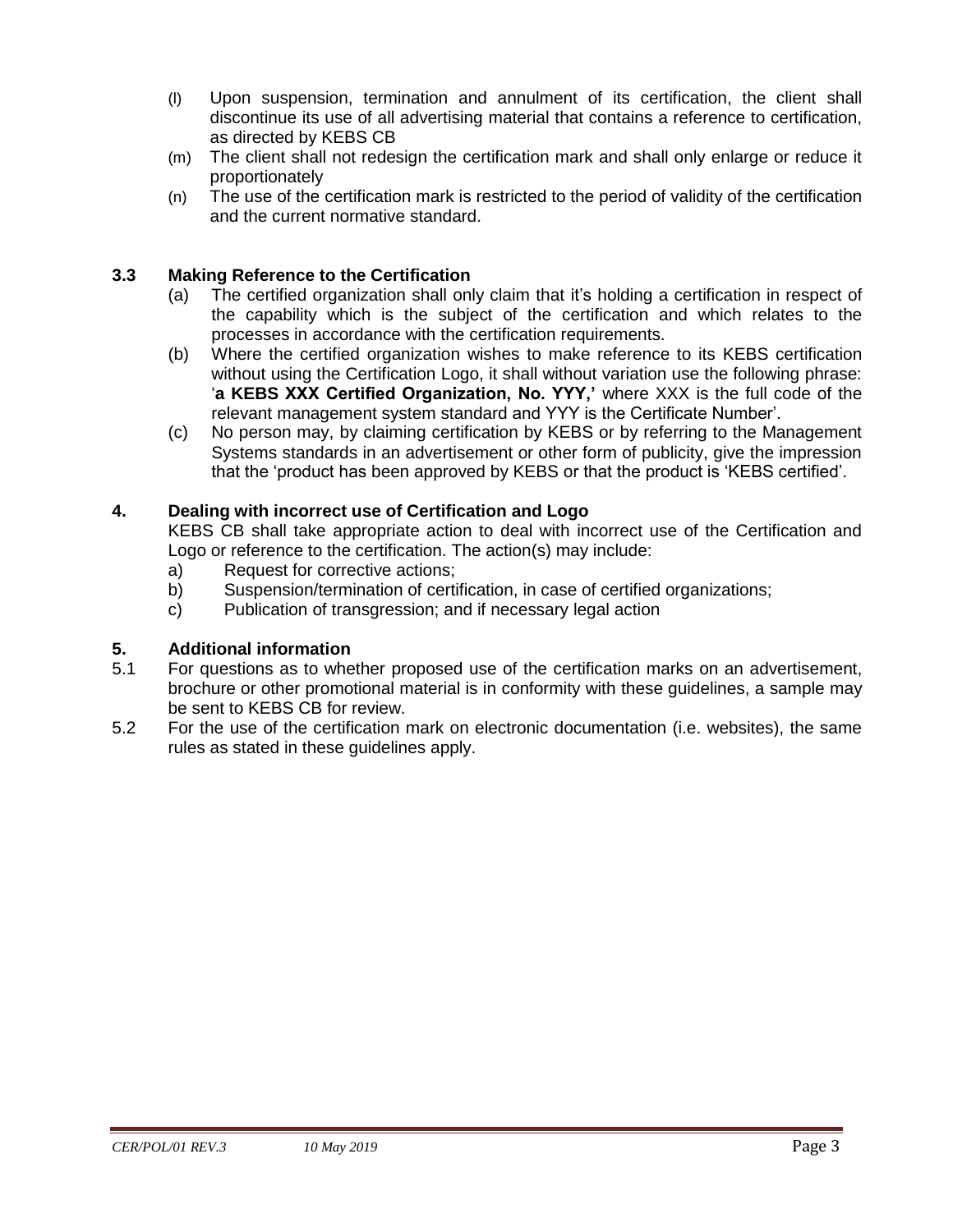(l) Upon suspension, termination and annulment of its certification, the client shall discontinue its use of all advertising material that contains a reference to certification, as directed by KEBS CB

(m) The client shall not redesign the certification mark and shall only enlarge or reduce it proportionately

(n) The use of the certification mark is restricted to the period of validity of the certification and the current normative standard.

### 3.3 Making Reference to the Certification

(a) The certified organization shall only claim that it's holding a certification in respect of the capability which is the subject of the certification and which relates to the processes in accordance with the certification requirements.

(b) Where the certified organization wishes to make reference to its KEBS certification without using the Certification Logo, it shall without variation use the following phrase: '**a KEBS XXX Certified Organization, No. YYY,'** where XXX is the full code of the relevant management system standard and YYY is the Certificate Number'.

(c) No person may, by claiming certification by KEBS or by referring to the Management Systems standards in an advertisement or other form of publicity, give the impression that the 'product has been approved by KEBS or that the product is 'KEBS certified'.

## 4. Dealing with incorrect use of Certification and Logo

KEBS CB shall take appropriate action to deal with incorrect use of the Certification and Logo or reference to the certification. The action(s) may include:

a) Request for corrective actions;

b) Suspension/termination of certification, in case of certified organizations;

c) Publication of transgression; and if necessary legal action

## 5. Additional information

5.1 For questions as to whether proposed use of the certification marks on an advertisement, brochure or other promotional material is in conformity with these guidelines, a sample may be sent to KEBS CB for review.

5.2 For the use of the certification mark on electronic documentation (i.e. websites), the same rules as stated in these guidelines apply.